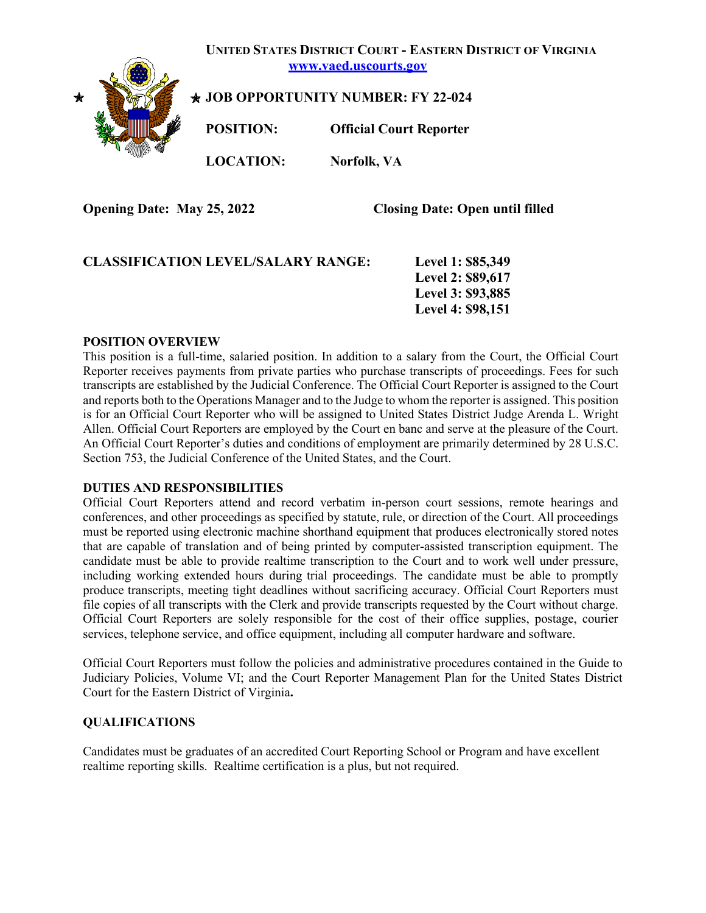**UNITED STATES DISTRICT COURT - EASTERN DISTRICT OF VIRGINIA**
[www.vaed.uscourts.gov](http://www.vaed.uscourts.gov)

**JOB OPPORTUNITY NUMBER: FY 22-024**

**POSITION:** **Official Court Reporter**

**LOCATION:** **Norfolk, VA**

**Opening Date: May 25, 2022** **Closing Date: Open until filled**

**CLASSIFICATION LEVEL/SALARY RANGE:**

**Level 1: $85,349**
**Level 2: $89,617**
**Level 3: $93,885**
**Level 4: $98,151**

## POSITION OVERVIEW

This position is a full-time, salaried position. In addition to a salary from the Court, the Official Court Reporter receives payments from private parties who purchase transcripts of proceedings. Fees for such transcripts are established by the Judicial Conference. The Official Court Reporter is assigned to the Court and reports both to the Operations Manager and to the Judge to whom the reporter is assigned. This position is for an Official Court Reporter who will be assigned to United States District Judge Arenda L. Wright Allen. Official Court Reporters are employed by the Court en banc and serve at the pleasure of the Court. An Official Court Reporter's duties and conditions of employment are primarily determined by 28 U.S.C. Section 753, the Judicial Conference of the United States, and the Court.

## DUTIES AND RESPONSIBILITIES

Official Court Reporters attend and record verbatim in-person court sessions, remote hearings and conferences, and other proceedings as specified by statute, rule, or direction of the Court. All proceedings must be reported using electronic machine shorthand equipment that produces electronically stored notes that are capable of translation and of being printed by computer-assisted transcription equipment. The candidate must be able to provide realtime transcription to the Court and to work well under pressure, including working extended hours during trial proceedings. The candidate must be able to promptly produce transcripts, meeting tight deadlines without sacrificing accuracy. Official Court Reporters must file copies of all transcripts with the Clerk and provide transcripts requested by the Court without charge. Official Court Reporters are solely responsible for the cost of their office supplies, postage, courier services, telephone service, and office equipment, including all computer hardware and software.

Official Court Reporters must follow the policies and administrative procedures contained in the Guide to Judiciary Policies, Volume VI; and the Court Reporter Management Plan for the United States District Court for the Eastern District of Virginia**.**

## QUALIFICATIONS

Candidates must be graduates of an accredited Court Reporting School or Program and have excellent realtime reporting skills. Realtime certification is a plus, but not required.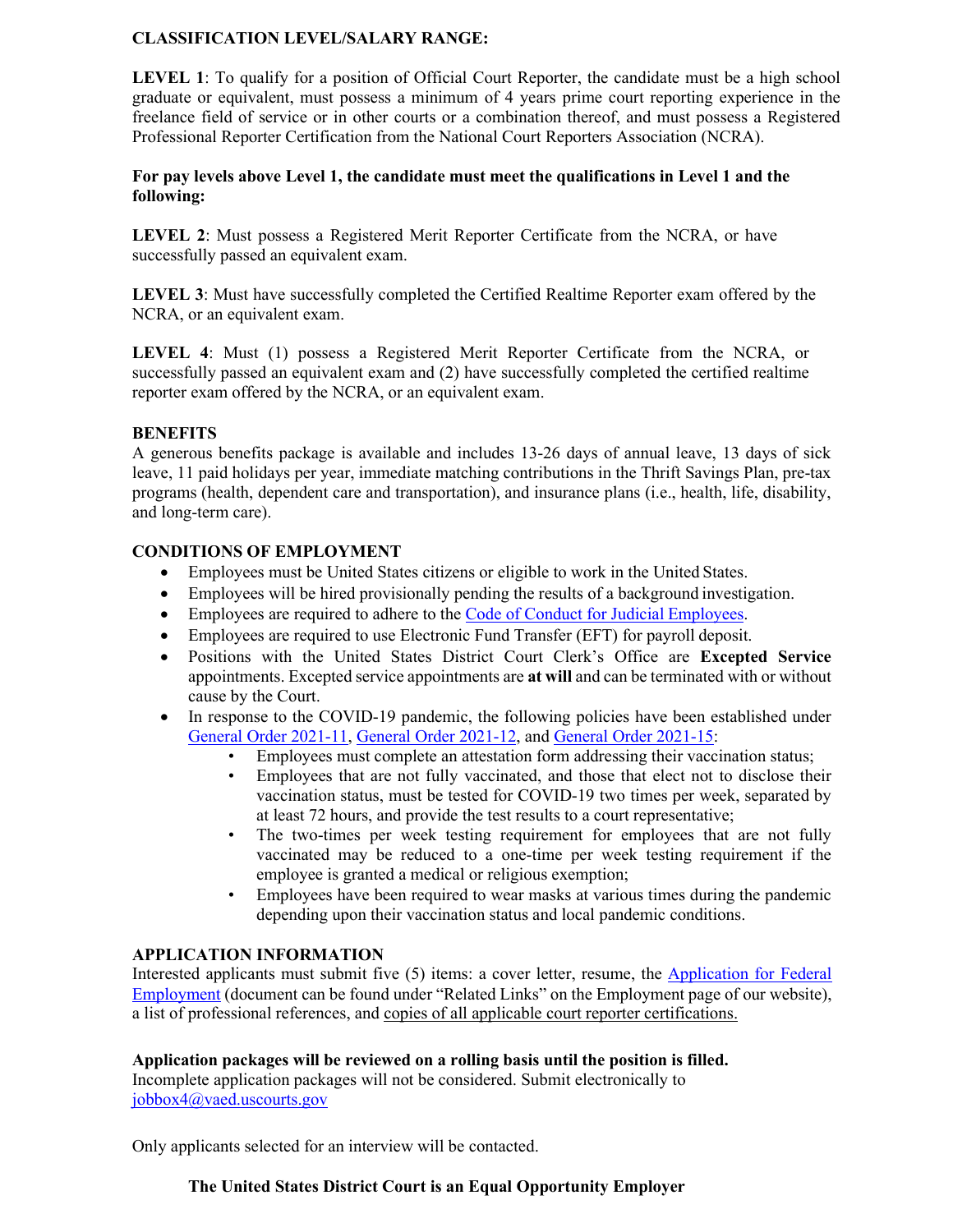**CLASSIFICATION LEVEL/SALARY RANGE:**

**LEVEL 1**: To qualify for a position of Official Court Reporter, the candidate must be a high school graduate or equivalent, must possess a minimum of 4 years prime court reporting experience in the freelance field of service or in other courts or a combination thereof, and must possess a Registered Professional Reporter Certification from the National Court Reporters Association (NCRA).

**For pay levels above Level 1, the candidate must meet the qualifications in Level 1 and the following:**

**LEVEL 2**: Must possess a Registered Merit Reporter Certificate from the NCRA, or have successfully passed an equivalent exam.

**LEVEL 3**: Must have successfully completed the Certified Realtime Reporter exam offered by the NCRA, or an equivalent exam.

**LEVEL 4**: Must (1) possess a Registered Merit Reporter Certificate from the NCRA, or successfully passed an equivalent exam and (2) have successfully completed the certified realtime reporter exam offered by the NCRA, or an equivalent exam.

**BENEFITS**

A generous benefits package is available and includes 13-26 days of annual leave, 13 days of sick leave, 11 paid holidays per year, immediate matching contributions in the Thrift Savings Plan, pre-tax programs (health, dependent care and transportation), and insurance plans (i.e., health, life, disability, and long-term care).

**CONDITIONS OF EMPLOYMENT**

- Employees must be United States citizens or eligible to work in the United States.
- Employees will be hired provisionally pending the results of a background investigation.
- Employees are required to adhere to the Code of Conduct for Judicial Employees.
- Employees are required to use Electronic Fund Transfer (EFT) for payroll deposit.
- Positions with the United States District Court Clerk's Office are **Excepted Service** appointments. Excepted service appointments are **at will** and can be terminated with or without cause by the Court.
- In response to the COVID-19 pandemic, the following policies have been established under General Order 2021-11, General Order 2021-12, and General Order 2021-15:
  - Employees must complete an attestation form addressing their vaccination status;
  - Employees that are not fully vaccinated, and those that elect not to disclose their vaccination status, must be tested for COVID-19 two times per week, separated by at least 72 hours, and provide the test results to a court representative;
  - The two-times per week testing requirement for employees that are not fully vaccinated may be reduced to a one-time per week testing requirement if the employee is granted a medical or religious exemption;
  - Employees have been required to wear masks at various times during the pandemic depending upon their vaccination status and local pandemic conditions.

**APPLICATION INFORMATION**

Interested applicants must submit five (5) items: a cover letter, resume, the Application for Federal Employment (document can be found under "Related Links" on the Employment page of our website), a list of professional references, and copies of all applicable court reporter certifications.

**Application packages will be reviewed on a rolling basis until the position is filled.**
Incomplete application packages will not be considered. Submit electronically to jobbox4@vaed.uscourts.gov

Only applicants selected for an interview will be contacted.

**The United States District Court is an Equal Opportunity Employer**